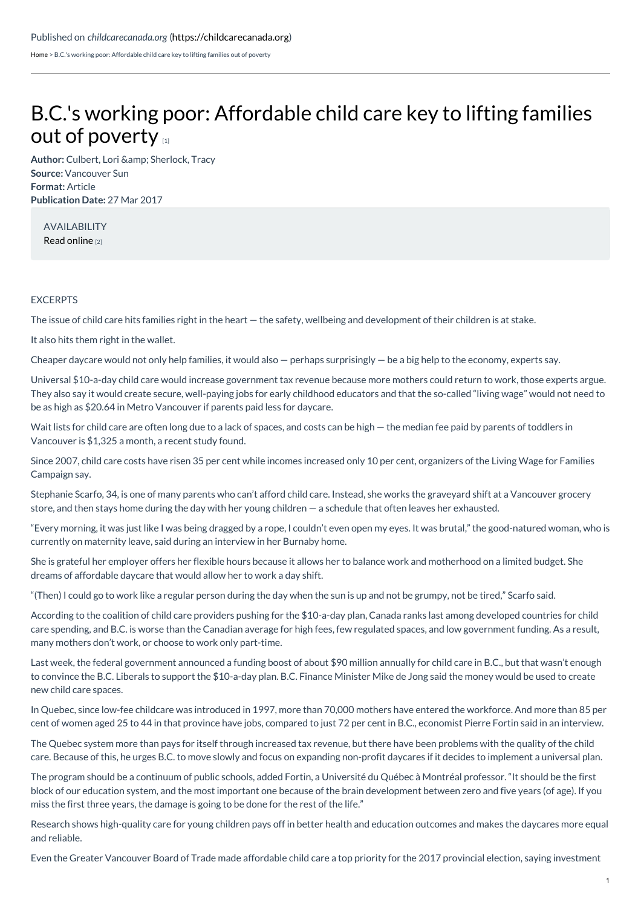Published on *childcarecanada.org* (https://childcarecanada.org)

Home > B.C.'s working poor: Affordable child care key to lifting families out of poverty

# B.C.'s working poor: Affordable child care key to lifting families out of poverty [1]

**Author:** Culbert, Lori &amp; Sherlock, Tracy
**Source:** Vancouver Sun
**Format:** Article
**Publication Date:** 27 Mar 2017

AVAILABILITY
Read online [2]

EXCERPTS

The issue of child care hits families right in the heart — the safety, wellbeing and development of their children is at stake.

It also hits them right in the wallet.

Cheaper daycare would not only help families, it would also — perhaps surprisingly — be a big help to the economy, experts say.

Universal $10-a-day child care would increase government tax revenue because more mothers could return to work, those experts argue. They also say it would create secure, well-paying jobs for early childhood educators and that the so-called "living wage" would not need to be as high as $20.64 in Metro Vancouver if parents paid less for daycare.

Wait lists for child care are often long due to a lack of spaces, and costs can be high — the median fee paid by parents of toddlers in Vancouver is $1,325 a month, a recent study found.

Since 2007, child care costs have risen 35 per cent while incomes increased only 10 per cent, organizers of the Living Wage for Families Campaign say.

Stephanie Scarfo, 34, is one of many parents who can't afford child care. Instead, she works the graveyard shift at a Vancouver grocery store, and then stays home during the day with her young children — a schedule that often leaves her exhausted.

"Every morning, it was just like I was being dragged by a rope, I couldn't even open my eyes. It was brutal," the good-natured woman, who is currently on maternity leave, said during an interview in her Burnaby home.

She is grateful her employer offers her flexible hours because it allows her to balance work and motherhood on a limited budget. She dreams of affordable daycare that would allow her to work a day shift.

"(Then) I could go to work like a regular person during the day when the sun is up and not be grumpy, not be tired," Scarfo said.

According to the coalition of child care providers pushing for the $10-a-day plan, Canada ranks last among developed countries for child care spending, and B.C. is worse than the Canadian average for high fees, few regulated spaces, and low government funding. As a result, many mothers don't work, or choose to work only part-time.

Last week, the federal government announced a funding boost of about $90 million annually for child care in B.C., but that wasn't enough to convince the B.C. Liberals to support the $10-a-day plan. B.C. Finance Minister Mike de Jong said the money would be used to create new child care spaces.

In Quebec, since low-fee childcare was introduced in 1997, more than 70,000 mothers have entered the workforce. And more than 85 per cent of women aged 25 to 44 in that province have jobs, compared to just 72 per cent in B.C., economist Pierre Fortin said in an interview.

The Quebec system more than pays for itself through increased tax revenue, but there have been problems with the quality of the child care. Because of this, he urges B.C. to move slowly and focus on expanding non-profit daycares if it decides to implement a universal plan.

The program should be a continuum of public schools, added Fortin, a Université du Québec à Montréal professor. "It should be the first block of our education system, and the most important one because of the brain development between zero and five years (of age). If you miss the first three years, the damage is going to be done for the rest of the life."

Research shows high-quality care for young children pays off in better health and education outcomes and makes the daycares more equal and reliable.

Even the Greater Vancouver Board of Trade made affordable child care a top priority for the 2017 provincial election, saying investment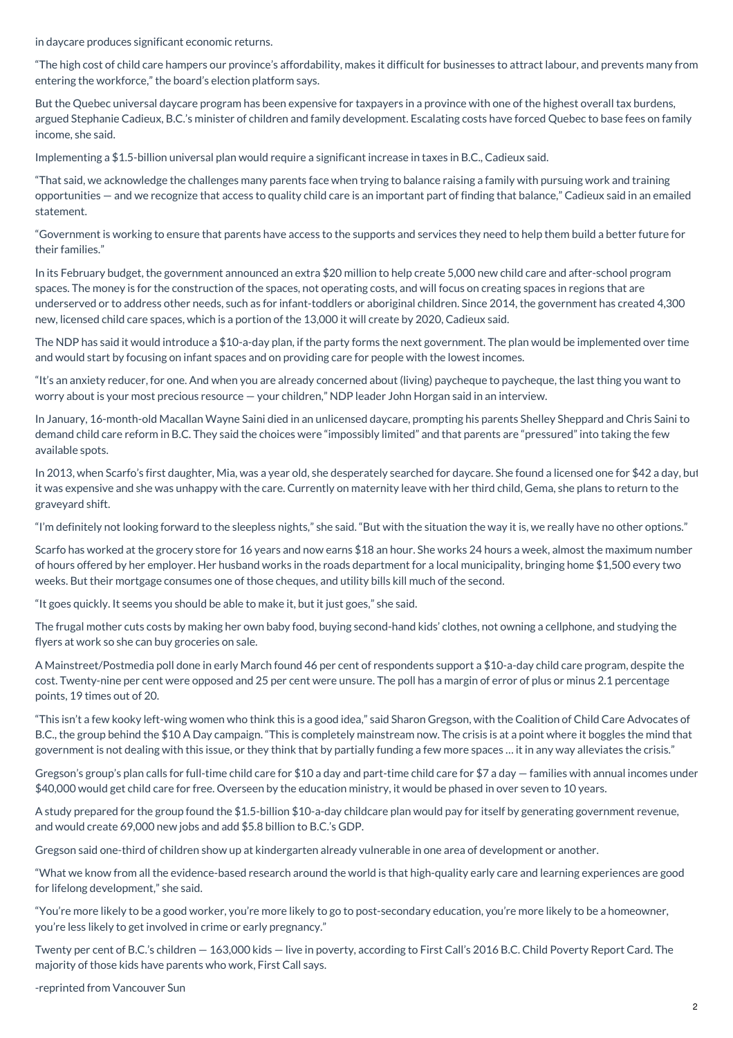in daycare produces significant economic returns.

"The high cost of child care hampers our province's affordability, makes it difficult for businesses to attract labour, and prevents many from entering the workforce," the board's election platform says.

But the Quebec universal daycare program has been expensive for taxpayers in a province with one of the highest overall tax burdens, argued Stephanie Cadieux, B.C.'s minister of children and family development. Escalating costs have forced Quebec to base fees on family income, she said.

Implementing a $1.5-billion universal plan would require a significant increase in taxes in B.C., Cadieux said.

"That said, we acknowledge the challenges many parents face when trying to balance raising a family with pursuing work and training opportunities — and we recognize that access to quality child care is an important part of finding that balance," Cadieux said in an emailed statement.

"Government is working to ensure that parents have access to the supports and services they need to help them build a better future for their families."

In its February budget, the government announced an extra $20 million to help create 5,000 new child care and after-school program spaces. The money is for the construction of the spaces, not operating costs, and will focus on creating spaces in regions that are underserved or to address other needs, such as for infant-toddlers or aboriginal children. Since 2014, the government has created 4,300 new, licensed child care spaces, which is a portion of the 13,000 it will create by 2020, Cadieux said.

The NDP has said it would introduce a $10-a-day plan, if the party forms the next government. The plan would be implemented over time and would start by focusing on infant spaces and on providing care for people with the lowest incomes.

"It's an anxiety reducer, for one. And when you are already concerned about (living) paycheque to paycheque, the last thing you want to worry about is your most precious resource — your children," NDP leader John Horgan said in an interview.

In January, 16-month-old Macallan Wayne Saini died in an unlicensed daycare, prompting his parents Shelley Sheppard and Chris Saini to demand child care reform in B.C. They said the choices were "impossibly limited" and that parents are "pressured" into taking the few available spots.

In 2013, when Scarfo's first daughter, Mia, was a year old, she desperately searched for daycare. She found a licensed one for $42 a day, but it was expensive and she was unhappy with the care. Currently on maternity leave with her third child, Gema, she plans to return to the graveyard shift.

"I'm definitely not looking forward to the sleepless nights," she said. "But with the situation the way it is, we really have no other options."

Scarfo has worked at the grocery store for 16 years and now earns $18 an hour. She works 24 hours a week, almost the maximum number of hours offered by her employer. Her husband works in the roads department for a local municipality, bringing home $1,500 every two weeks. But their mortgage consumes one of those cheques, and utility bills kill much of the second.

"It goes quickly. It seems you should be able to make it, but it just goes," she said.

The frugal mother cuts costs by making her own baby food, buying second-hand kids' clothes, not owning a cellphone, and studying the flyers at work so she can buy groceries on sale.

A Mainstreet/Postmedia poll done in early March found 46 per cent of respondents support a $10-a-day child care program, despite the cost. Twenty-nine per cent were opposed and 25 per cent were unsure. The poll has a margin of error of plus or minus 2.1 percentage points, 19 times out of 20.

"This isn't a few kooky left-wing women who think this is a good idea," said Sharon Gregson, with the Coalition of Child Care Advocates of B.C., the group behind the $10 A Day campaign. "This is completely mainstream now. The crisis is at a point where it boggles the mind that government is not dealing with this issue, or they think that by partially funding a few more spaces … it in any way alleviates the crisis."

Gregson's group's plan calls for full-time child care for $10 a day and part-time child care for $7 a day — families with annual incomes under $40,000 would get child care for free. Overseen by the education ministry, it would be phased in over seven to 10 years.

A study prepared for the group found the $1.5-billion $10-a-day childcare plan would pay for itself by generating government revenue, and would create 69,000 new jobs and add $5.8 billion to B.C.'s GDP.

Gregson said one-third of children show up at kindergarten already vulnerable in one area of development or another.

"What we know from all the evidence-based research around the world is that high-quality early care and learning experiences are good for lifelong development," she said.

"You're more likely to be a good worker, you're more likely to go to post-secondary education, you're more likely to be a homeowner, you're less likely to get involved in crime or early pregnancy."

Twenty per cent of B.C.'s children — 163,000 kids — live in poverty, according to First Call's 2016 B.C. Child Poverty Report Card. The majority of those kids have parents who work, First Call says.

-reprinted from Vancouver Sun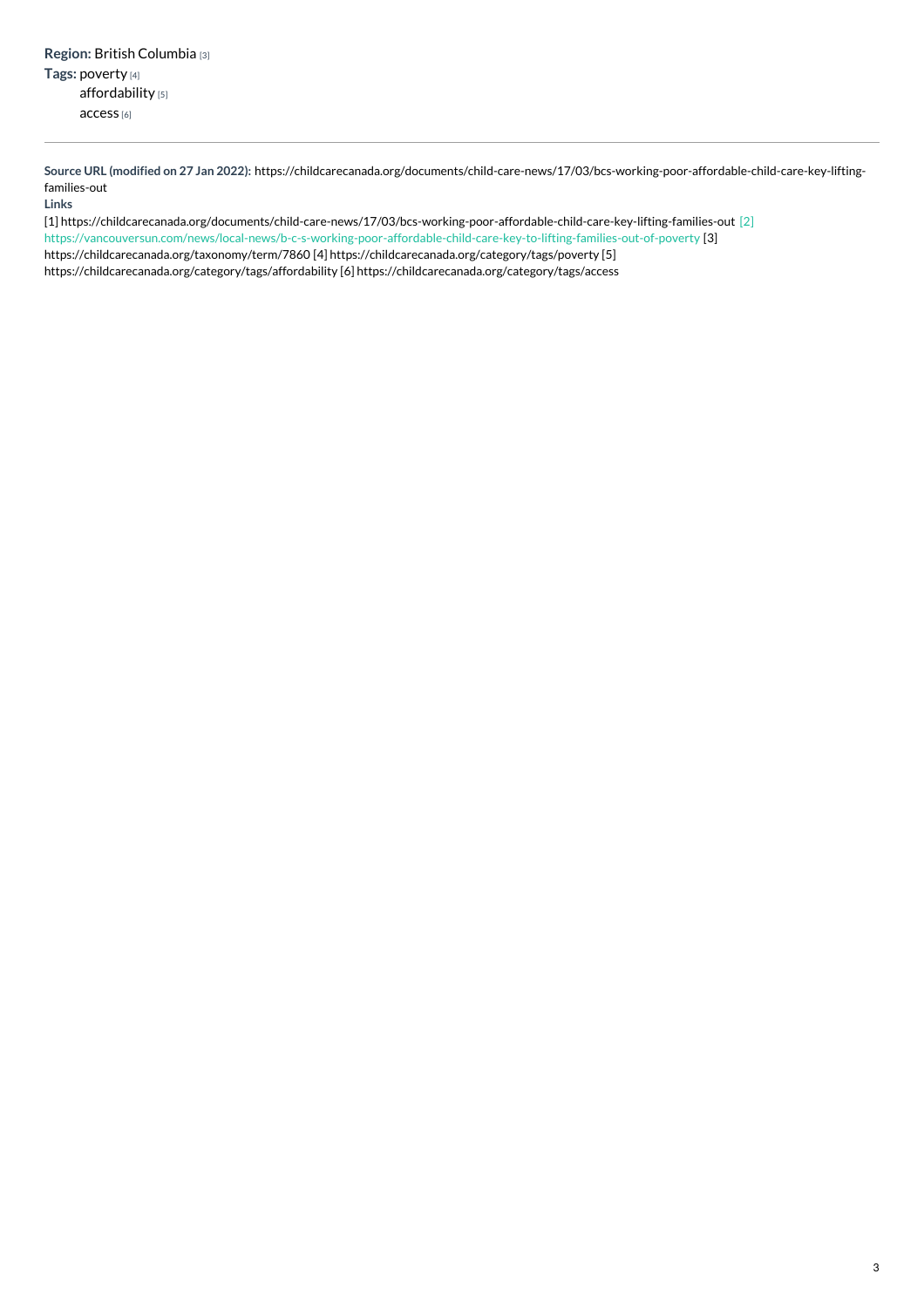**Region:** British Columbia [3]
**Tags:** poverty [4]
affordability [5]
access [6]

---

**Source URL (modified on 27 Jan 2022):** https://childcarecanada.org/documents/child-care-news/17/03/bcs-working-poor-affordable-child-care-key-lifting-families-out

**Links**

[1] https://childcarecanada.org/documents/child-care-news/17/03/bcs-working-poor-affordable-child-care-key-lifting-families-out [2] https://vancouversun.com/news/local-news/b-c-s-working-poor-affordable-child-care-key-to-lifting-families-out-of-poverty [3] https://childcarecanada.org/taxonomy/term/7860 [4] https://childcarecanada.org/category/tags/poverty [5] https://childcarecanada.org/category/tags/affordability [6] https://childcarecanada.org/category/tags/access